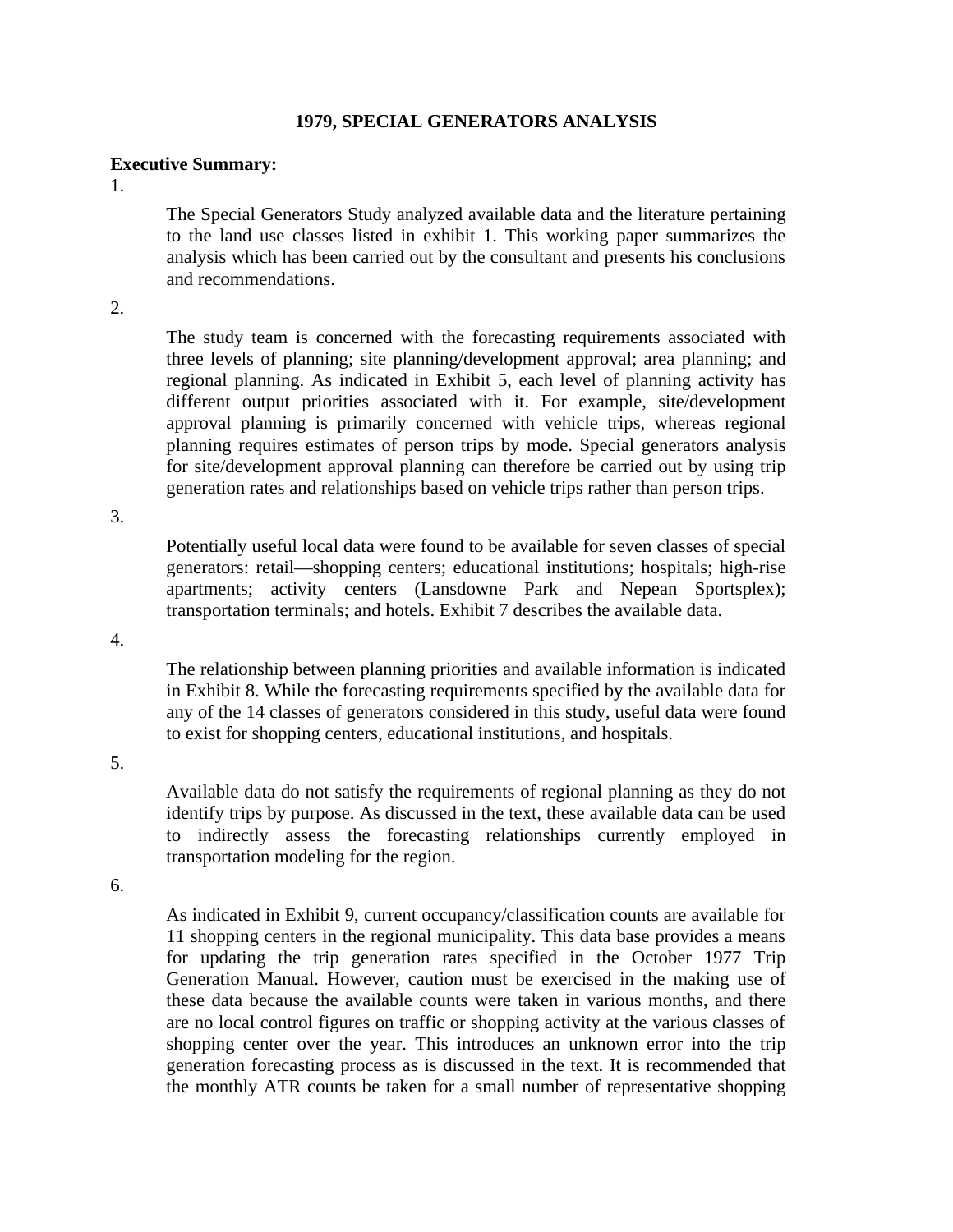# 1979, SPECIAL GENERATORS ANALYSIS

**Executive Summary:**

1. The Special Generators Study analyzed available data and the literature pertaining to the land use classes listed in exhibit 1. This working paper summarizes the analysis which has been carried out by the consultant and presents his conclusions and recommendations.

2. The study team is concerned with the forecasting requirements associated with three levels of planning; site planning/development approval; area planning; and regional planning. As indicated in Exhibit 5, each level of planning activity has different output priorities associated with it. For example, site/development approval planning is primarily concerned with vehicle trips, whereas regional planning requires estimates of person trips by mode. Special generators analysis for site/development approval planning can therefore be carried out by using trip generation rates and relationships based on vehicle trips rather than person trips.

3. Potentially useful local data were found to be available for seven classes of special generators: retail—shopping centers; educational institutions; hospitals; high-rise apartments; activity centers (Lansdowne Park and Nepean Sportsplex); transportation terminals; and hotels. Exhibit 7 describes the available data.

4. The relationship between planning priorities and available information is indicated in Exhibit 8. While the forecasting requirements specified by the available data for any of the 14 classes of generators considered in this study, useful data were found to exist for shopping centers, educational institutions, and hospitals.

5. Available data do not satisfy the requirements of regional planning as they do not identify trips by purpose. As discussed in the text, these available data can be used to indirectly assess the forecasting relationships currently employed in transportation modeling for the region.

6. As indicated in Exhibit 9, current occupancy/classification counts are available for 11 shopping centers in the regional municipality. This data base provides a means for updating the trip generation rates specified in the October 1977 Trip Generation Manual. However, caution must be exercised in the making use of these data because the available counts were taken in various months, and there are no local control figures on traffic or shopping activity at the various classes of shopping center over the year. This introduces an unknown error into the trip generation forecasting process as is discussed in the text. It is recommended that the monthly ATR counts be taken for a small number of representative shopping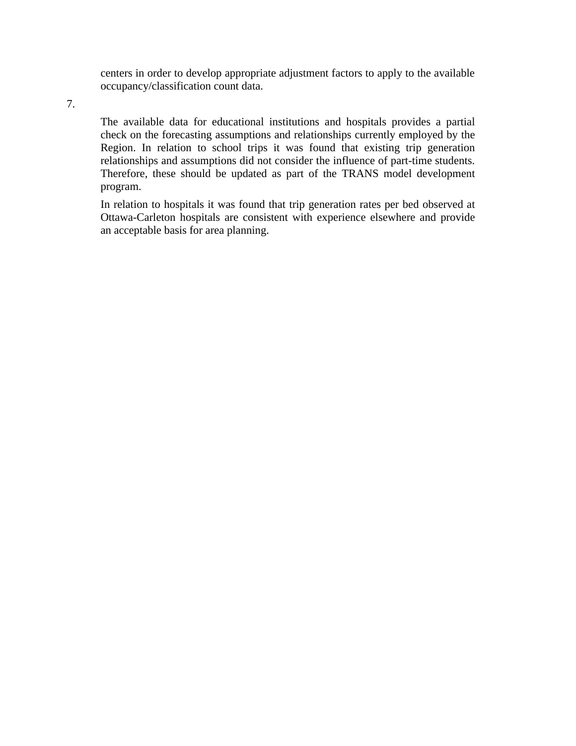centers in order to develop appropriate adjustment factors to apply to the available occupancy/classification count data.

7.

The available data for educational institutions and hospitals provides a partial check on the forecasting assumptions and relationships currently employed by the Region. In relation to school trips it was found that existing trip generation relationships and assumptions did not consider the influence of part-time students. Therefore, these should be updated as part of the TRANS model development program.

In relation to hospitals it was found that trip generation rates per bed observed at Ottawa-Carleton hospitals are consistent with experience elsewhere and provide an acceptable basis for area planning.